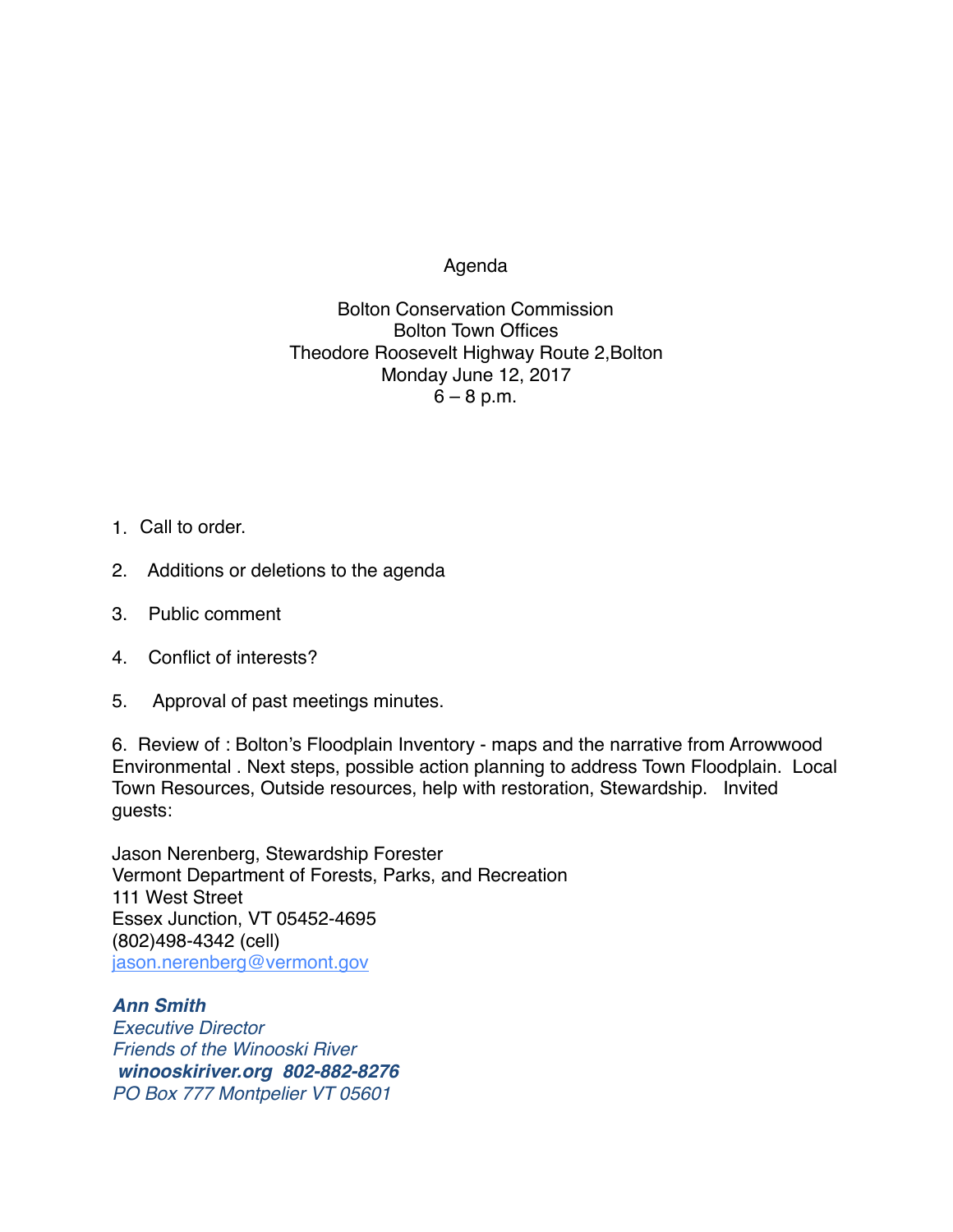# Agenda

Bolton Conservation Commission
Bolton Town Offices
Theodore Roosevelt Highway Route 2,Bolton
Monday June 12, 2017
6 – 8 p.m.

1. Call to order.

2. Additions or deletions to the agenda

3. Public comment

4. Conflict of interests?

5. Approval of past meetings minutes.

6. Review of : Bolton's Floodplain Inventory - maps and the narrative from Arrowwood Environmental . Next steps, possible action planning to address Town Floodplain. Local Town Resources, Outside resources, help with restoration, Stewardship. Invited guests:

Jason Nerenberg, Stewardship Forester
Vermont Department of Forests, Parks, and Recreation
111 West Street
Essex Junction, VT 05452-4695
(802)498-4342 (cell)
jason.nerenberg@vermont.gov

***Ann Smith***
*Executive Director*
*Friends of the Winooski River*
***winooskiriver.org 802-882-8276***
*PO Box 777 Montpelier VT 05601*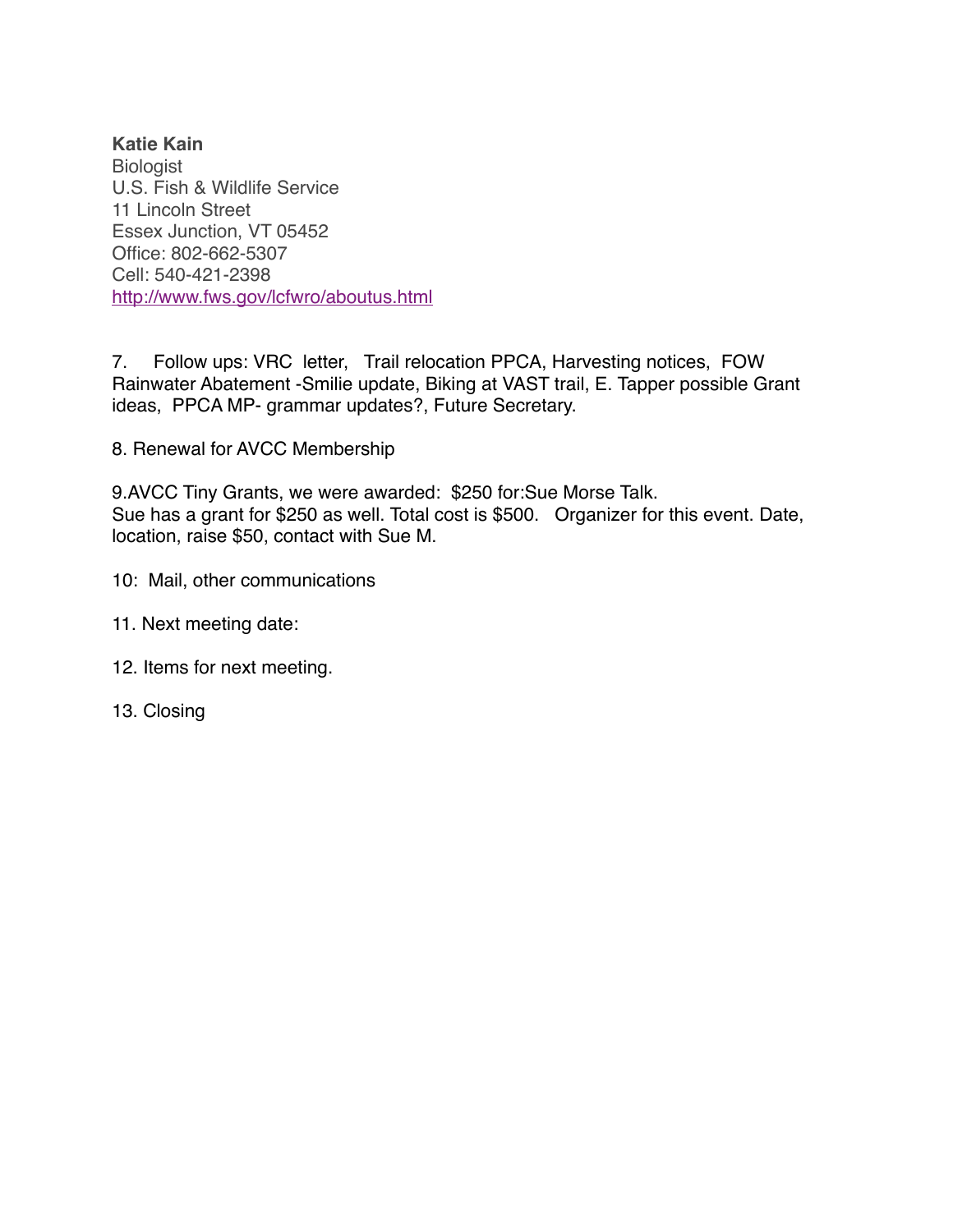**Katie Kain**
Biologist
U.S. Fish & Wildlife Service
11 Lincoln Street
Essex Junction, VT 05452
Office: 802-662-5307
Cell: 540-421-2398
http://www.fws.gov/lcfwro/aboutus.html

7. Follow ups: VRC letter, Trail relocation PPCA, Harvesting notices, FOW Rainwater Abatement -Smilie update, Biking at VAST trail, E. Tapper possible Grant ideas, PPCA MP- grammar updates?, Future Secretary.

8. Renewal for AVCC Membership

9.AVCC Tiny Grants, we were awarded: $250 for:Sue Morse Talk.
Sue has a grant for $250 as well. Total cost is $500. Organizer for this event. Date, location, raise $50, contact with Sue M.

10: Mail, other communications

11. Next meeting date:

12. Items for next meeting.

13. Closing